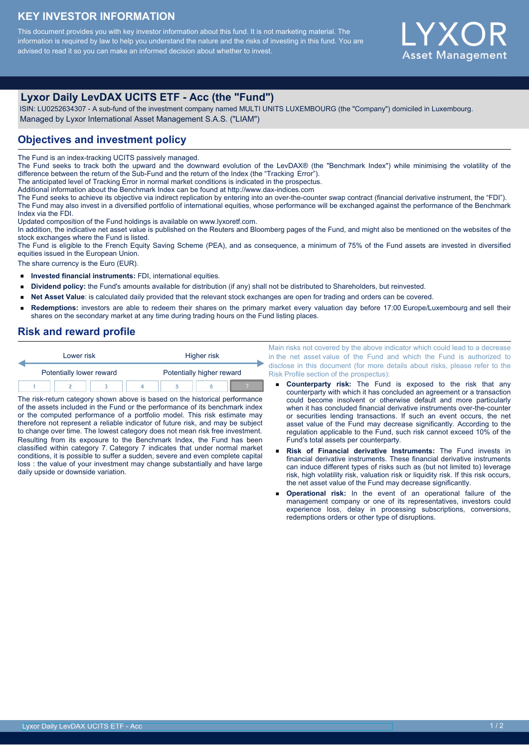# KEY INVESTOR INFORMATION

This document provides you with key investor information about this fund. It is not marketing material. The information is required by law to help you understand the nature and the risks of investing in this fund. You are advised to read it so you can make an informed decision about whether to invest.

LYXOR Asset Management

## Lyxor Daily LevDAX UCITS ETF - Acc (the "Fund")

ISIN: LU0252634307 - A sub-fund of the investment company named MULTI UNITS LUXEMBOURG (the "Company") domiciled in Luxembourg.
Managed by Lyxor International Asset Management S.A.S. ("LIAM")

## Objectives and investment policy

The Fund is an index-tracking UCITS passively managed.
The Fund seeks to track both the upward and the downward evolution of the LevDAX® (the "Benchmark Index") while minimising the volatility of the difference between the return of the Sub-Fund and the return of the Index (the "Tracking Error").
The anticipated level of Tracking Error in normal market conditions is indicated in the prospectus.
Additional information about the Benchmark Index can be found at http://www.dax-indices.com
The Fund seeks to achieve its objective via indirect replication by entering into an over-the-counter swap contract (financial derivative instrument, the "FDI").
The Fund may also invest in a diversified portfolio of international equities, whose performance will be exchanged against the performance of the Benchmark Index via the FDI.
Updated composition of the Fund holdings is available on www.lyxoretf.com.
In addition, the indicative net asset value is published on the Reuters and Bloomberg pages of the Fund, and might also be mentioned on the websites of the stock exchanges where the Fund is listed.
The Fund is eligible to the French Equity Saving Scheme (PEA), and as consequence, a minimum of 75% of the Fund assets are invested in diversified equities issued in the European Union.
The share currency is the Euro (EUR).

- **Invested financial instruments:** FDI, international equities.
- **Dividend policy:** the Fund's amounts available for distribution (if any) shall not be distributed to Shareholders, but reinvested.
- **Net Asset Value**: is calculated daily provided that the relevant stock exchanges are open for trading and orders can be covered.
- **Redemptions:** investors are able to redeem their shares on the primary market every valuation day before 17:00 Europe/Luxembourg and sell their shares on the secondary market at any time during trading hours on the Fund listing places.

## Risk and reward profile

| Lower risk | | | | | | Higher risk |
|---|---|---|---|---|---|---|
| Potentially lower reward | | | | | | Potentially higher reward |
| 1 | 2 | 3 | 4 | 5 | 6 | **7** |

The risk-return category shown above is based on the historical performance of the assets included in the Fund or the performance of its benchmark index or the computed performance of a portfolio model. This risk estimate may therefore not represent a reliable indicator of future risk, and may be subject to change over time. The lowest category does not mean risk free investment.
Resulting from its exposure to the Benchmark Index, the Fund has been classified within category 7. Category 7 indicates that under normal market conditions, it is possible to suffer a sudden, severe and even complete capital loss : the value of your investment may change substantially and have large daily upside or downside variation.

Main risks not covered by the above indicator which could lead to a decrease in the net asset value of the Fund and which the Fund is authorized to disclose in this document (for more details about risks, please refer to the Risk Profile section of the prospectus):

- **Counterparty risk:** The Fund is exposed to the risk that any counterparty with which it has concluded an agreement or a transaction could become insolvent or otherwise default and more particularly when it has concluded financial derivative instruments over-the-counter or securities lending transactions. If such an event occurs, the net asset value of the Fund may decrease significantly. According to the regulation applicable to the Fund, such risk cannot exceed 10% of the Fund's total assets per counterparty.
- **Risk of Financial derivative Instruments:** The Fund invests in financial derivative instruments. These financial derivative instruments can induce different types of risks such as (but not limited to) leverage risk, high volatility risk, valuation risk or liquidity risk. If this risk occurs, the net asset value of the Fund may decrease significantly.
- **Operational risk:** In the event of an operational failure of the management company or one of its representatives, investors could experience loss, delay in processing subscriptions, conversions, redemptions orders or other type of disruptions.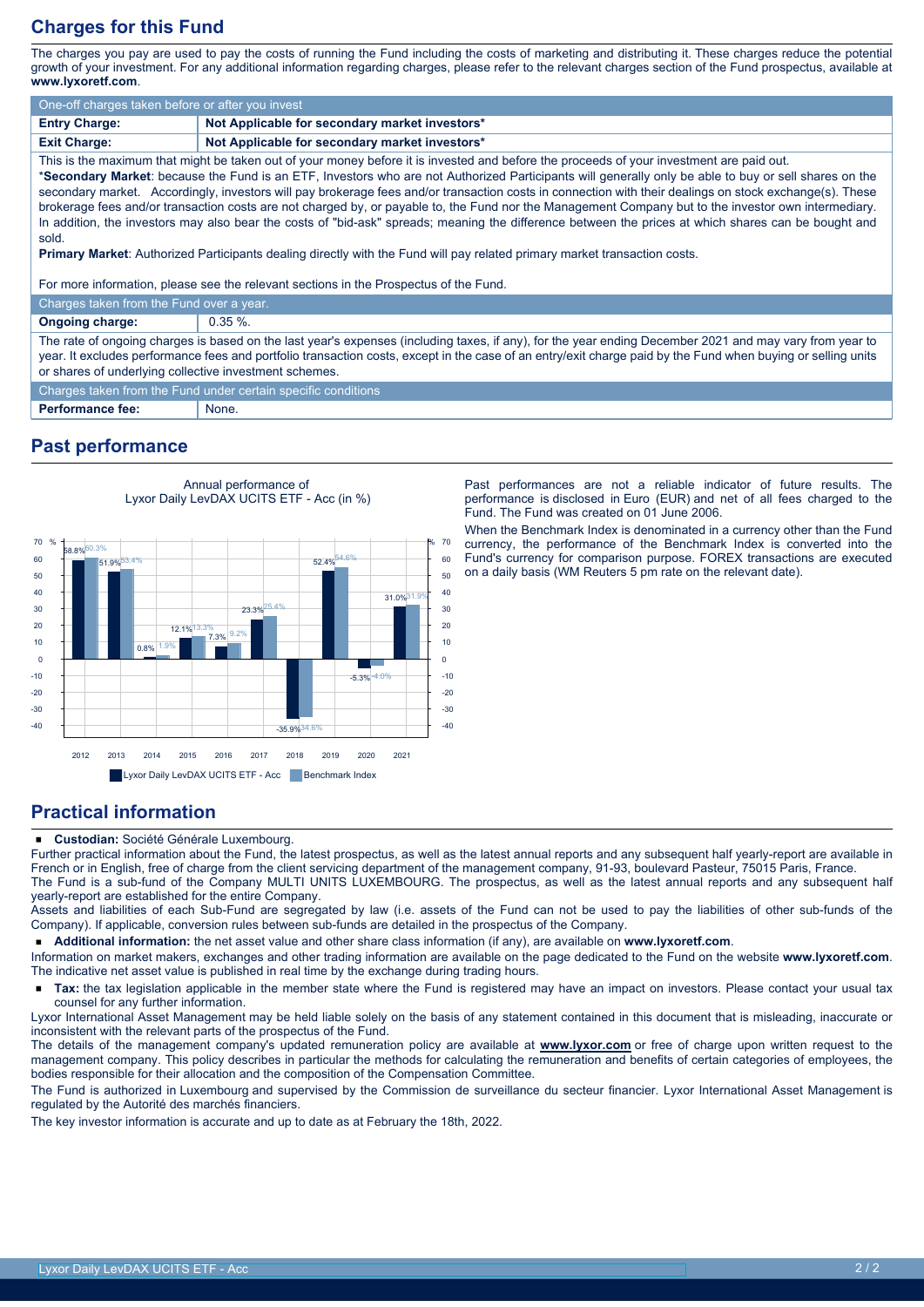## Charges for this Fund

The charges you pay are used to pay the costs of running the Fund including the costs of marketing and distributing it. These charges reduce the potential growth of your investment. For any additional information regarding charges, please refer to the relevant charges section of the Fund prospectus, available at **www.lyxoretf.com**.

| One-off charges taken before or after you invest | |
|---|---|
| **Entry Charge:** | **Not Applicable for secondary market investors*** |
| **Exit Charge:** | **Not Applicable for secondary market investors*** |

This is the maximum that might be taken out of your money before it is invested and before the proceeds of your investment are paid out.
***Secondary Market**: because the Fund is an ETF, Investors who are not Authorized Participants will generally only be able to buy or sell shares on the secondary market. Accordingly, investors will pay brokerage fees and/or transaction costs in connection with their dealings on stock exchange(s). These brokerage fees and/or transaction costs are not charged by, or payable to, the Fund nor the Management Company but to the investor own intermediary. In addition, the investors may also bear the costs of "bid-ask" spreads; meaning the difference between the prices at which shares can be bought and sold.
**Primary Market**: Authorized Participants dealing directly with the Fund will pay related primary market transaction costs.

For more information, please see the relevant sections in the Prospectus of the Fund.

| Charges taken from the Fund over a year. | |
|---|---|
| **Ongoing charge:** | 0.35 %. |

The rate of ongoing charges is based on the last year's expenses (including taxes, if any), for the year ending December 2021 and may vary from year to year. It excludes performance fees and portfolio transaction costs, except in the case of an entry/exit charge paid by the Fund when buying or selling units or shares of underlying collective investment schemes.

| Charges taken from the Fund under certain specific conditions | |
|---|---|
| **Performance fee:** | None. |

## Past performance

Annual performance of
Lyxor Daily LevDAX UCITS ETF - Acc (in %)

2012: 58.8% 60.3%
2013: 51.9% 53.4%
2014: 0.8% 1.9%
2015: 12.1% 13.3%
2016: 7.3% 9.2%
2017: 23.3% 25.4%
2018: -35.9% -34.6%
2019: 52.4% 54.6%
2020: -5.3% -4.0%
2021: 31.0% 31.9%

Lyxor Daily LevDAX UCITS ETF - Acc | Benchmark Index

Past performances are not a reliable indicator of future results. The performance is disclosed in Euro (EUR) and net of all fees charged to the Fund. The Fund was created on 01 June 2006.

When the Benchmark Index is denominated in a currency other than the Fund currency, the performance of the Benchmark Index is converted into the Fund's currency for comparison purpose. FOREX transactions are executed on a daily basis (WM Reuters 5 pm rate on the relevant date).

## Practical information

- **Custodian:** Société Générale Luxembourg.

Further practical information about the Fund, the latest prospectus, as well as the latest annual reports and any subsequent half yearly-report are available in French or in English, free of charge from the client servicing department of the management company, 91-93, boulevard Pasteur, 75015 Paris, France.
The Fund is a sub-fund of the Company MULTI UNITS LUXEMBOURG. The prospectus, as well as the latest annual reports and any subsequent half yearly-report are established for the entire Company.
Assets and liabilities of each Sub-Fund are segregated by law (i.e. assets of the Fund can not be used to pay the liabilities of other sub-funds of the Company). If applicable, conversion rules between sub-funds are detailed in the prospectus of the Company.

- **Additional information:** the net asset value and other share class information (if any), are available on **www.lyxoretf.com**.

Information on market makers, exchanges and other trading information are available on the page dedicated to the Fund on the website **www.lyxoretf.com**. The indicative net asset value is published in real time by the exchange during trading hours.

- **Tax:** the tax legislation applicable in the member state where the Fund is registered may have an impact on investors. Please contact your usual tax counsel for any further information.

Lyxor International Asset Management may be held liable solely on the basis of any statement contained in this document that is misleading, inaccurate or inconsistent with the relevant parts of the prospectus of the Fund.
The details of the management company's updated remuneration policy are available at **www.lyxor.com** or free of charge upon written request to the management company. This policy describes in particular the methods for calculating the remuneration and benefits of certain categories of employees, the bodies responsible for their allocation and the composition of the Compensation Committee.
The Fund is authorized in Luxembourg and supervised by the Commission de surveillance du secteur financier. Lyxor International Asset Management is regulated by the Autorité des marchés financiers.
The key investor information is accurate and up to date as at February the 18th, 2022.